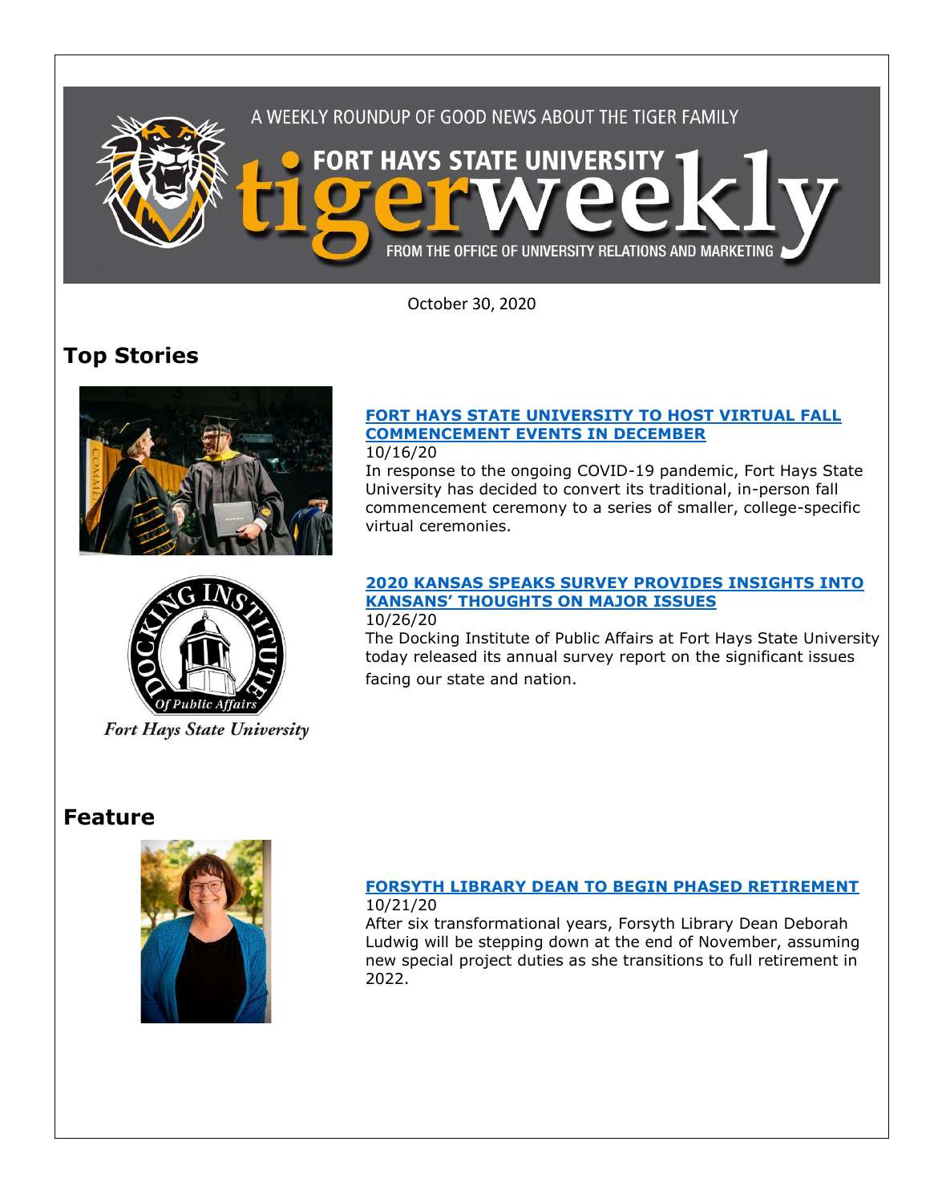A WEEKLY ROUNDUP OF GOOD NEWS ABOUT THE TIGER FAMILY

# FORT HAYS STATE UNIVERSITY tigerweekly

FROM THE OFFICE OF UNIVERSITY RELATIONS AND MARKETING

October 30, 2020

## Top Stories

### FORT HAYS STATE UNIVERSITY TO HOST VIRTUAL FALL COMMENCEMENT EVENTS IN DECEMBER

10/16/20

In response to the ongoing COVID-19 pandemic, Fort Hays State University has decided to convert its traditional, in-person fall commencement ceremony to a series of smaller, college-specific virtual ceremonies.

### 2020 KANSAS SPEAKS SURVEY PROVIDES INSIGHTS INTO KANSANS' THOUGHTS ON MAJOR ISSUES

10/26/20

The Docking Institute of Public Affairs at Fort Hays State University today released its annual survey report on the significant issues facing our state and nation.

## Feature

### FORSYTH LIBRARY DEAN TO BEGIN PHASED RETIREMENT

10/21/20

After six transformational years, Forsyth Library Dean Deborah Ludwig will be stepping down at the end of November, assuming new special project duties as she transitions to full retirement in 2022.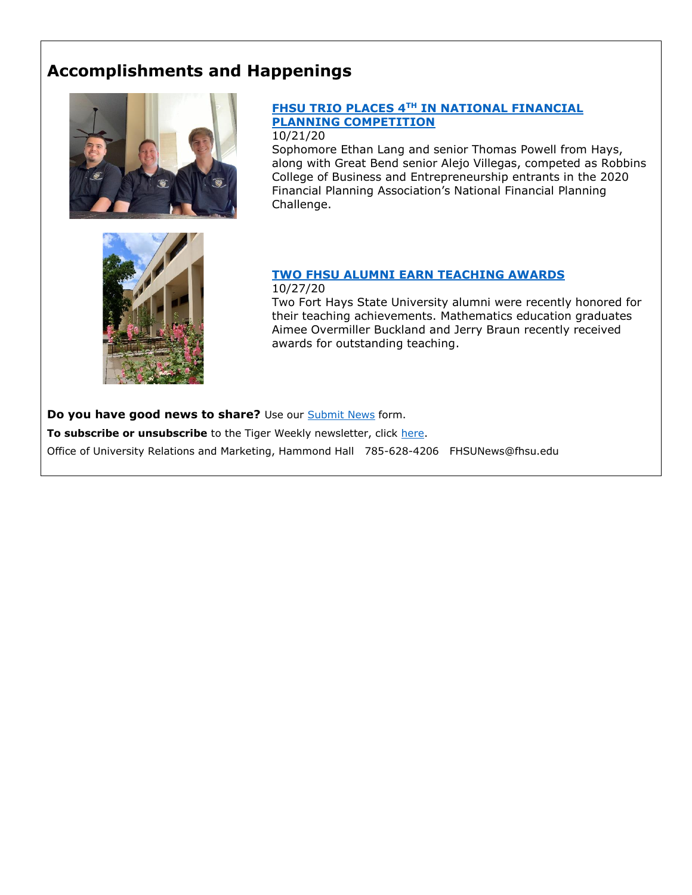## Accomplishments and Happenings

### FHSU TRIO PLACES 4TH IN NATIONAL FINANCIAL PLANNING COMPETITION

10/21/20

Sophomore Ethan Lang and senior Thomas Powell from Hays, along with Great Bend senior Alejo Villegas, competed as Robbins College of Business and Entrepreneurship entrants in the 2020 Financial Planning Association's National Financial Planning Challenge.

### TWO FHSU ALUMNI EARN TEACHING AWARDS

10/27/20

Two Fort Hays State University alumni were recently honored for their teaching achievements. Mathematics education graduates Aimee Overmiller Buckland and Jerry Braun recently received awards for outstanding teaching.

**Do you have good news to share?** Use our Submit News form.

**To subscribe or unsubscribe** to the Tiger Weekly newsletter, click here.

Office of University Relations and Marketing, Hammond Hall 785-628-4206 FHSUNews@fhsu.edu